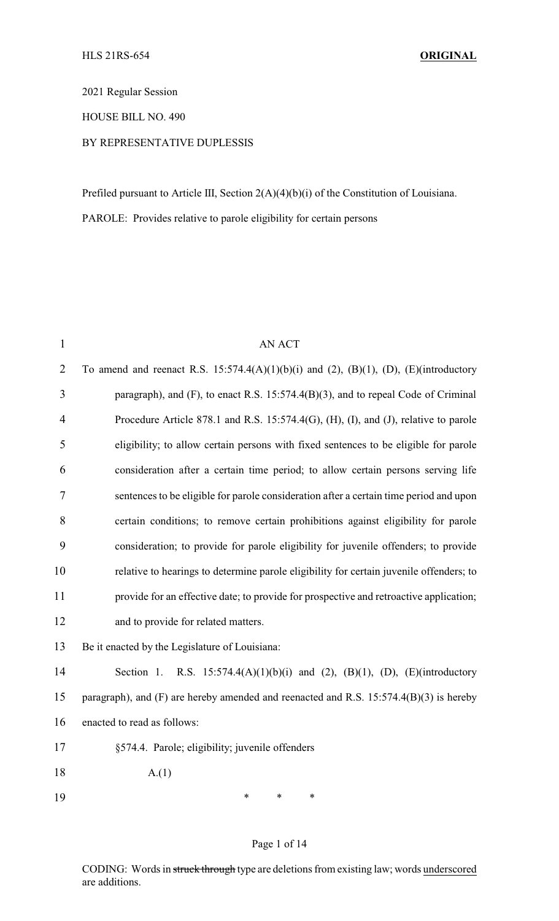HLS 21RS-654 **ORIGINAL**

2021 Regular Session

HOUSE BILL NO. 490

BY REPRESENTATIVE DUPLESSIS

Prefiled pursuant to Article III, Section 2(A)(4)(b)(i) of the Constitution of Louisiana.

PAROLE: Provides relative to parole eligibility for certain persons

AN ACT

To amend and reenact R.S. 15:574.4(A)(1)(b)(i) and (2), (B)(1), (D), (E)(introductory paragraph), and (F), to enact R.S. 15:574.4(B)(3), and to repeal Code of Criminal Procedure Article 878.1 and R.S. 15:574.4(G), (H), (I), and (J), relative to parole eligibility; to allow certain persons with fixed sentences to be eligible for parole consideration after a certain time period; to allow certain persons serving life sentences to be eligible for parole consideration after a certain time period and upon certain conditions; to remove certain prohibitions against eligibility for parole consideration; to provide for parole eligibility for juvenile offenders; to provide relative to hearings to determine parole eligibility for certain juvenile offenders; to provide for an effective date; to provide for prospective and retroactive application; and to provide for related matters.

Be it enacted by the Legislature of Louisiana:

Section 1. R.S. 15:574.4(A)(1)(b)(i) and (2), (B)(1), (D), (E)(introductory paragraph), and (F) are hereby amended and reenacted and R.S. 15:574.4(B)(3) is hereby enacted to read as follows:

§574.4. Parole; eligibility; juvenile offenders

A.(1)

\* \* \*

CODING: Words in ~~struck through~~ type are deletions from existing law; words <u>underscored</u> are additions.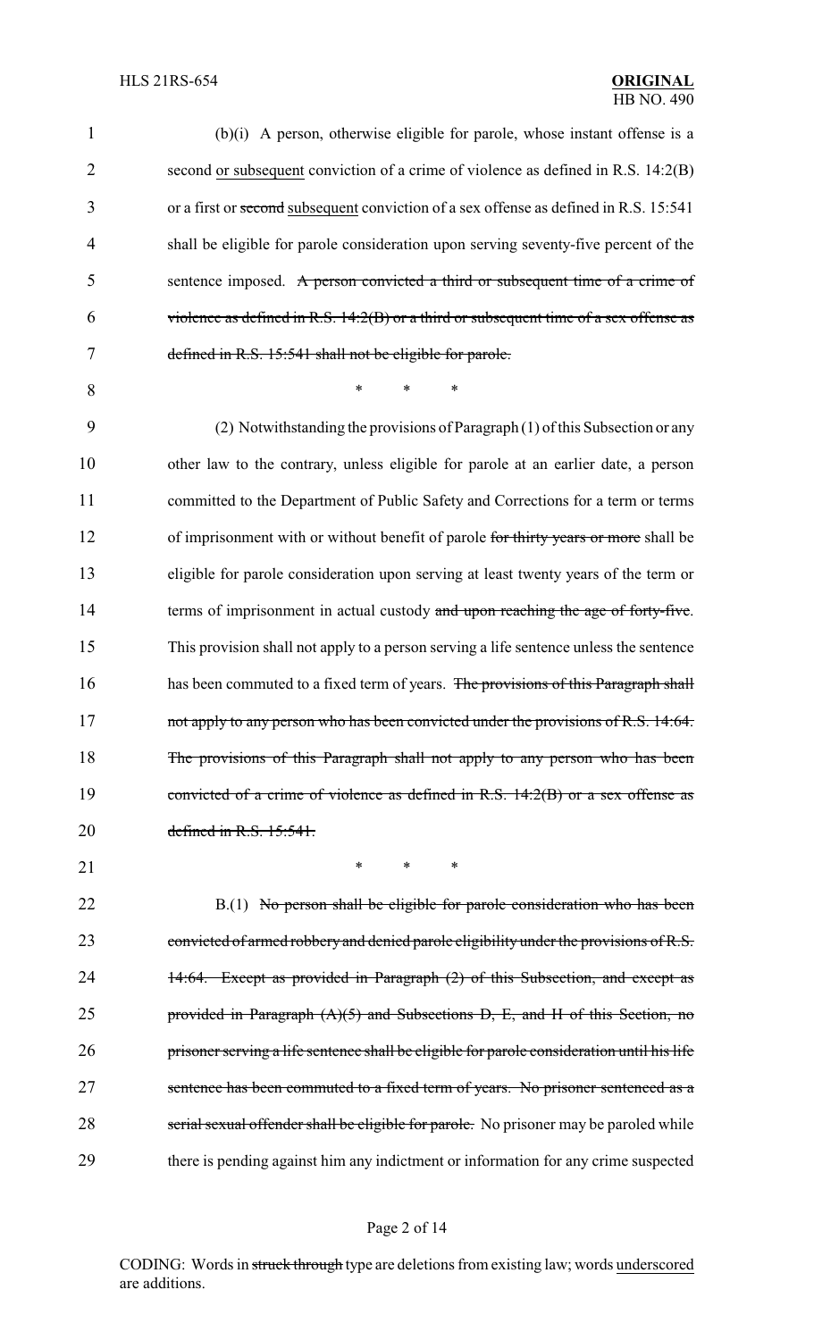(b)(i) A person, otherwise eligible for parole, whose instant offense is a second <u>or subsequent</u> conviction of a crime of violence as defined in R.S. 14:2(B) or a first or ~~second~~ <u>subsequent</u> conviction of a sex offense as defined in R.S. 15:541 shall be eligible for parole consideration upon serving seventy-five percent of the sentence imposed. ~~A person convicted a third or subsequent time of a crime of violence as defined in R.S. 14:2(B) or a third or subsequent time of a sex offense as defined in R.S. 15:541 shall not be eligible for parole.~~

\* \* \*

(2) Notwithstanding the provisions of Paragraph (1) of this Subsection or any other law to the contrary, unless eligible for parole at an earlier date, a person committed to the Department of Public Safety and Corrections for a term or terms of imprisonment with or without benefit of parole ~~for thirty years or more~~ shall be eligible for parole consideration upon serving at least twenty years of the term or terms of imprisonment in actual custody ~~and upon reaching the age of forty-five~~. This provision shall not apply to a person serving a life sentence unless the sentence has been commuted to a fixed term of years. ~~The provisions of this Paragraph shall not apply to any person who has been convicted under the provisions of R.S. 14:64. The provisions of this Paragraph shall not apply to any person who has been convicted of a crime of violence as defined in R.S. 14:2(B) or a sex offense as defined in R.S. 15:541.~~

\* \* \*

B.(1) ~~No person shall be eligible for parole consideration who has been convicted of armed robbery and denied parole eligibility under the provisions of R.S. 14:64. Except as provided in Paragraph (2) of this Subsection, and except as provided in Paragraph (A)(5) and Subsections D, E, and H of this Section, no prisoner serving a life sentence shall be eligible for parole consideration until his life sentence has been commuted to a fixed term of years. No prisoner sentenced as a serial sexual offender shall be eligible for parole.~~ No prisoner may be paroled while there is pending against him any indictment or information for any crime suspected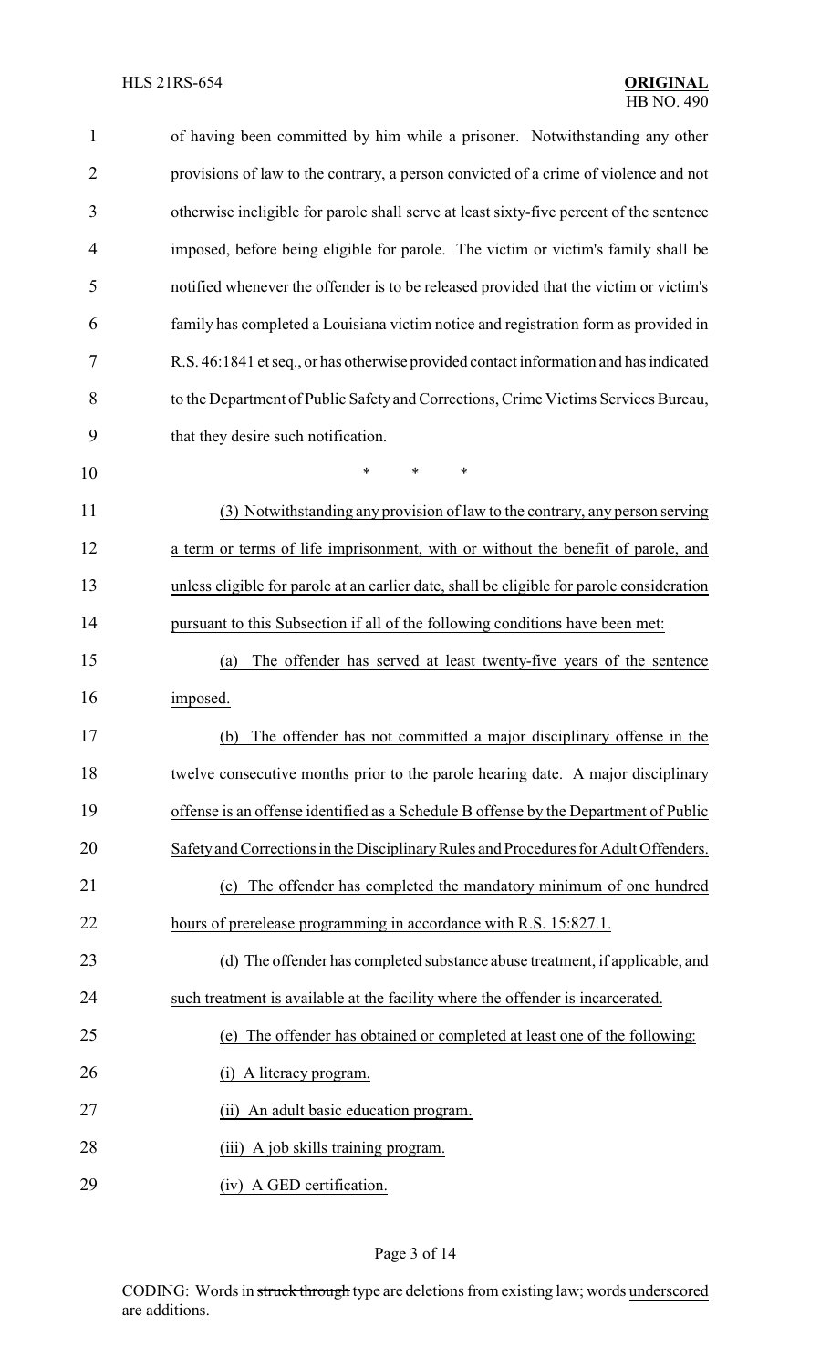of having been committed by him while a prisoner. Notwithstanding any other provisions of law to the contrary, a person convicted of a crime of violence and not otherwise ineligible for parole shall serve at least sixty-five percent of the sentence imposed, before being eligible for parole. The victim or victim's family shall be notified whenever the offender is to be released provided that the victim or victim's family has completed a Louisiana victim notice and registration form as provided in R.S. 46:1841 et seq., or has otherwise provided contact information and has indicated to the Department of Public Safety and Corrections, Crime Victims Services Bureau, that they desire such notification.

\* \* \*

(3) Notwithstanding any provision of law to the contrary, any person serving a term or terms of life imprisonment, with or without the benefit of parole, and unless eligible for parole at an earlier date, shall be eligible for parole consideration pursuant to this Subsection if all of the following conditions have been met:

(a) The offender has served at least twenty-five years of the sentence imposed.

(b) The offender has not committed a major disciplinary offense in the twelve consecutive months prior to the parole hearing date. A major disciplinary offense is an offense identified as a Schedule B offense by the Department of Public Safety and Corrections in the Disciplinary Rules and Procedures for Adult Offenders.

(c) The offender has completed the mandatory minimum of one hundred hours of prerelease programming in accordance with R.S. 15:827.1.

(d) The offender has completed substance abuse treatment, if applicable, and such treatment is available at the facility where the offender is incarcerated.

(e) The offender has obtained or completed at least one of the following:

(i) A literacy program.

(ii) An adult basic education program.

(iii) A job skills training program.

(iv) A GED certification.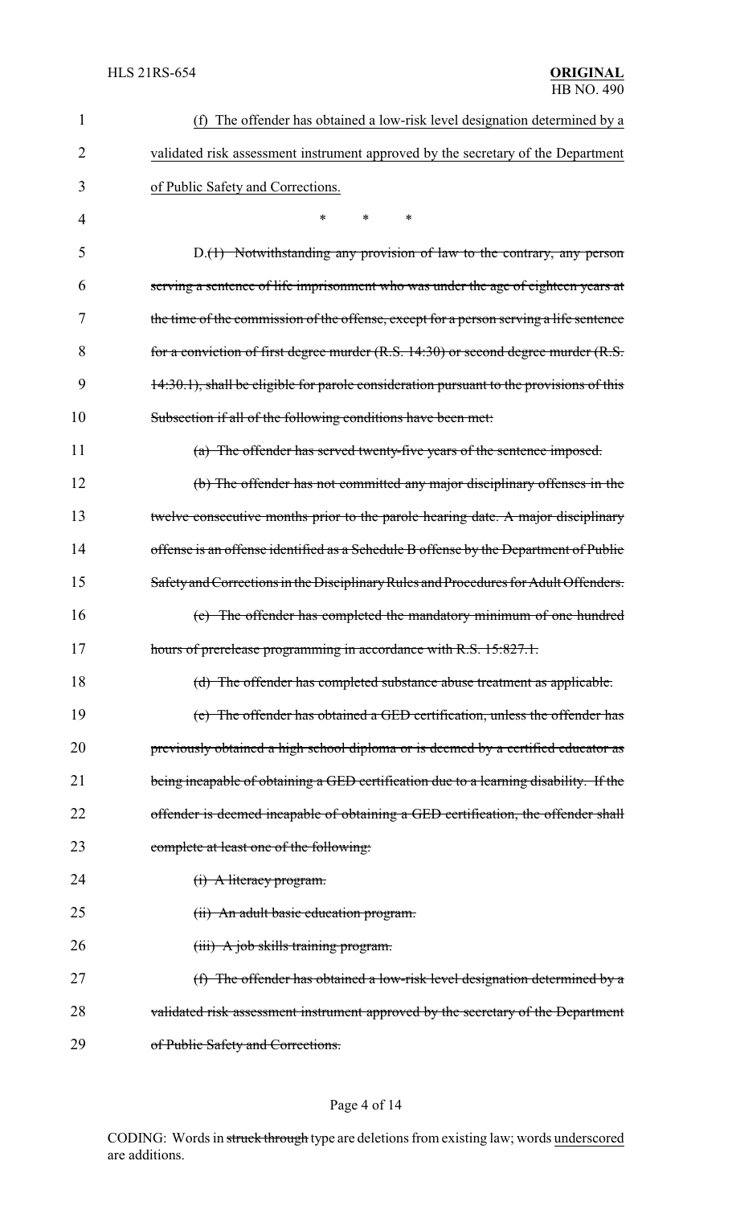(f) The offender has obtained a low-risk level designation determined by a validated risk assessment instrument approved by the secretary of the Department of Public Safety and Corrections.

\* \* \*

D.~~(1) Notwithstanding any provision of law to the contrary, any person serving a sentence of life imprisonment who was under the age of eighteen years at the time of the commission of the offense, except for a person serving a life sentence for a conviction of first degree murder (R.S. 14:30) or second degree murder (R.S. 14:30.1), shall be eligible for parole consideration pursuant to the provisions of this Subsection if all of the following conditions have been met:~~

~~(a) The offender has served twenty-five years of the sentence imposed.~~

~~(b) The offender has not committed any major disciplinary offenses in the twelve consecutive months prior to the parole hearing date. A major disciplinary offense is an offense identified as a Schedule B offense by the Department of Public Safety and Corrections in the Disciplinary Rules and Procedures for Adult Offenders.~~

~~(c) The offender has completed the mandatory minimum of one hundred hours of prerelease programming in accordance with R.S. 15:827.1.~~

~~(d) The offender has completed substance abuse treatment as applicable.~~

~~(e) The offender has obtained a GED certification, unless the offender has previously obtained a high school diploma or is deemed by a certified educator as being incapable of obtaining a GED certification due to a learning disability. If the offender is deemed incapable of obtaining a GED certification, the offender shall complete at least one of the following:~~

~~(i) A literacy program.~~

~~(ii) An adult basic education program.~~

~~(iii) A job skills training program.~~

~~(f) The offender has obtained a low-risk level designation determined by a validated risk assessment instrument approved by the secretary of the Department of Public Safety and Corrections.~~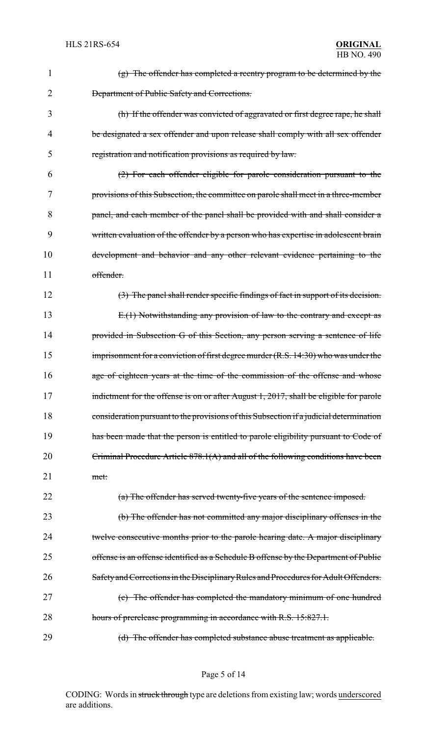~~(g) The offender has completed a reentry program to be determined by the Department of Public Safety and Corrections.~~

~~(h) If the offender was convicted of aggravated or first degree rape, he shall be designated a sex offender and upon release shall comply with all sex offender registration and notification provisions as required by law.~~

~~(2) For each offender eligible for parole consideration pursuant to the provisions of this Subsection, the committee on parole shall meet in a three-member panel, and each member of the panel shall be provided with and shall consider a written evaluation of the offender by a person who has expertise in adolescent brain development and behavior and any other relevant evidence pertaining to the offender.~~

~~(3) The panel shall render specific findings of fact in support of its decision.~~

~~E.(1) Notwithstanding any provision of law to the contrary and except as provided in Subsection G of this Section, any person serving a sentence of life imprisonment for a conviction of first degree murder (R.S. 14:30) who was under the age of eighteen years at the time of the commission of the offense and whose indictment for the offense is on or after August 1, 2017, shall be eligible for parole consideration pursuant to the provisions of this Subsection if a judicial determination has been made that the person is entitled to parole eligibility pursuant to Code of Criminal Procedure Article 878.1(A) and all of the following conditions have been met:~~

~~(a) The offender has served twenty-five years of the sentence imposed.~~

~~(b) The offender has not committed any major disciplinary offenses in the twelve consecutive months prior to the parole hearing date. A major disciplinary offense is an offense identified as a Schedule B offense by the Department of Public Safety and Corrections in the Disciplinary Rules and Procedures for Adult Offenders.~~

~~(c) The offender has completed the mandatory minimum of one hundred hours of prerelease programming in accordance with R.S. 15:827.1.~~

~~(d) The offender has completed substance abuse treatment as applicable.~~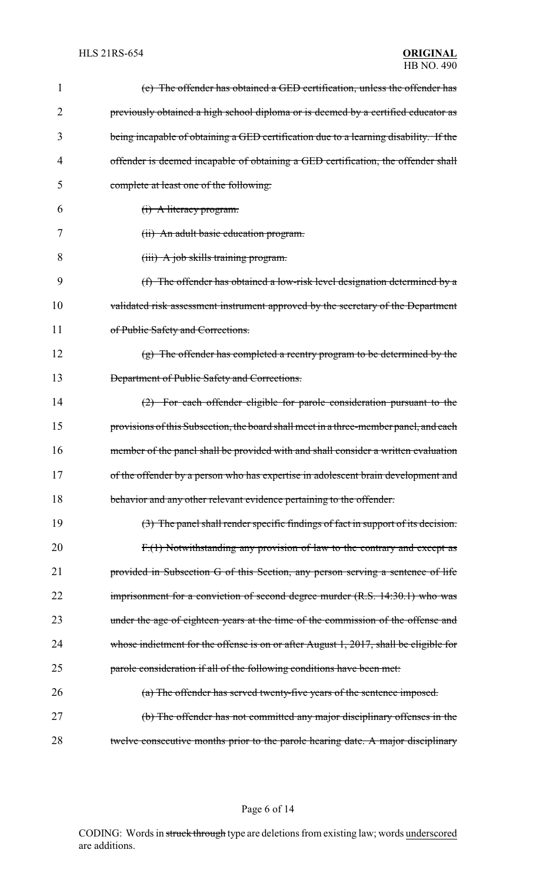~~(e) The offender has obtained a GED certification, unless the offender has previously obtained a high school diploma or is deemed by a certified educator as being incapable of obtaining a GED certification due to a learning disability. If the offender is deemed incapable of obtaining a GED certification, the offender shall complete at least one of the following:~~

~~(i) A literacy program.~~

~~(ii) An adult basic education program.~~

~~(iii) A job skills training program.~~

~~(f) The offender has obtained a low-risk level designation determined by a validated risk assessment instrument approved by the secretary of the Department of Public Safety and Corrections.~~

~~(g) The offender has completed a reentry program to be determined by the Department of Public Safety and Corrections.~~

~~(2) For each offender eligible for parole consideration pursuant to the provisions of this Subsection, the board shall meet in a three-member panel, and each member of the panel shall be provided with and shall consider a written evaluation of the offender by a person who has expertise in adolescent brain development and behavior and any other relevant evidence pertaining to the offender.~~

~~(3) The panel shall render specific findings of fact in support of its decision.~~

~~F.(1) Notwithstanding any provision of law to the contrary and except as provided in Subsection G of this Section, any person serving a sentence of life imprisonment for a conviction of second degree murder (R.S. 14:30.1) who was under the age of eighteen years at the time of the commission of the offense and whose indictment for the offense is on or after August 1, 2017, shall be eligible for parole consideration if all of the following conditions have been met:~~

~~(a) The offender has served twenty-five years of the sentence imposed.~~

~~(b) The offender has not committed any major disciplinary offenses in the twelve consecutive months prior to the parole hearing date. A major disciplinary~~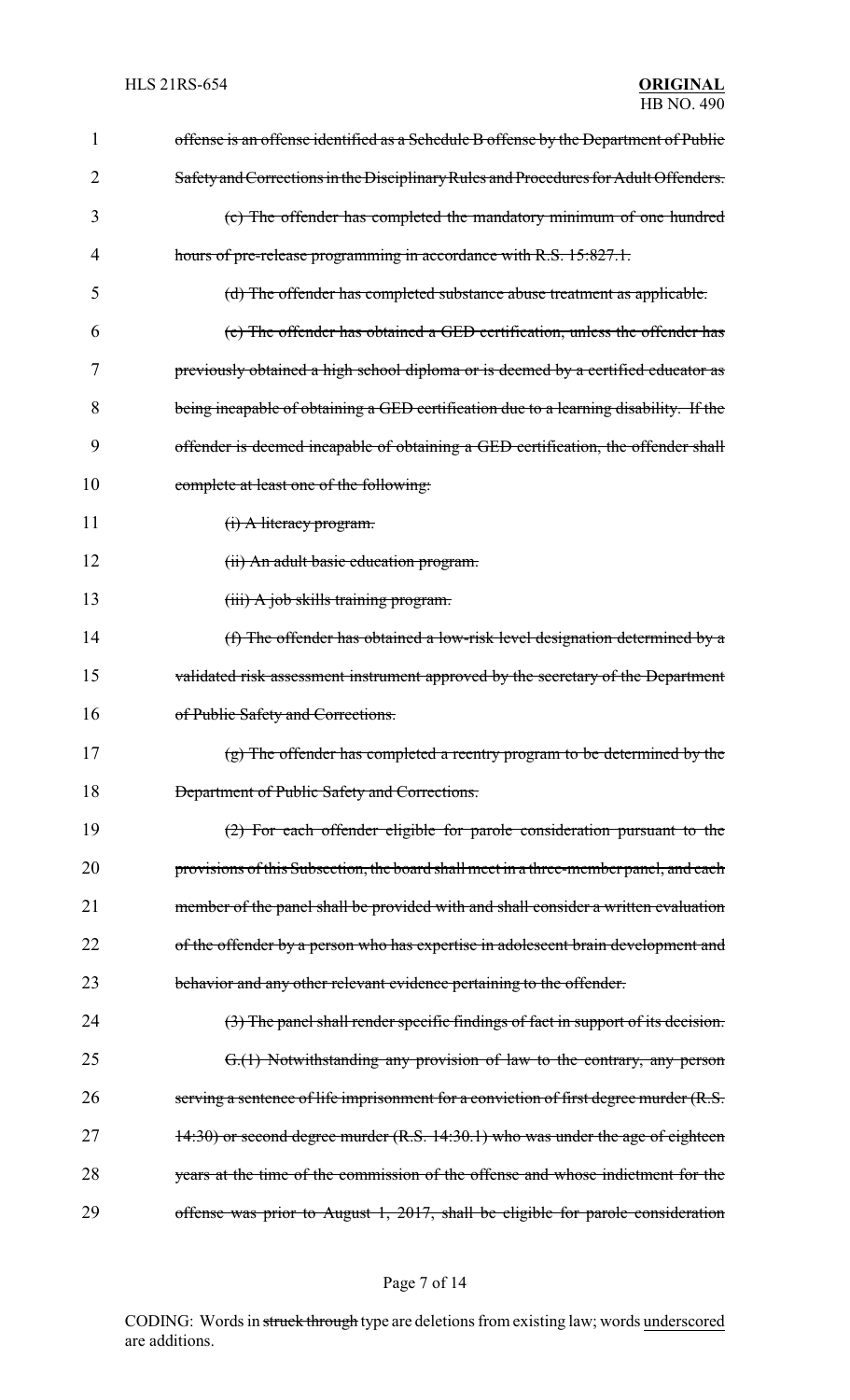~~offense is an offense identified as a Schedule B offense by the Department of Public Safety and Corrections in the Disciplinary Rules and Procedures for Adult Offenders.~~

~~(c) The offender has completed the mandatory minimum of one hundred hours of pre-release programming in accordance with R.S. 15:827.1.~~

~~(d) The offender has completed substance abuse treatment as applicable.~~

~~(e) The offender has obtained a GED certification, unless the offender has previously obtained a high school diploma or is deemed by a certified educator as being incapable of obtaining a GED certification due to a learning disability. If the offender is deemed incapable of obtaining a GED certification, the offender shall complete at least one of the following:~~

~~(i) A literacy program.~~

~~(ii) An adult basic education program.~~

~~(iii) A job skills training program.~~

~~(f) The offender has obtained a low-risk level designation determined by a validated risk assessment instrument approved by the secretary of the Department of Public Safety and Corrections.~~

~~(g) The offender has completed a reentry program to be determined by the Department of Public Safety and Corrections.~~

~~(2) For each offender eligible for parole consideration pursuant to the provisions of this Subsection, the board shall meet in a three-member panel, and each member of the panel shall be provided with and shall consider a written evaluation of the offender by a person who has expertise in adolescent brain development and behavior and any other relevant evidence pertaining to the offender.~~

~~(3) The panel shall render specific findings of fact in support of its decision.~~

~~G.(1) Notwithstanding any provision of law to the contrary, any person serving a sentence of life imprisonment for a conviction of first degree murder (R.S. 14:30) or second degree murder (R.S. 14:30.1) who was under the age of eighteen years at the time of the commission of the offense and whose indictment for the offense was prior to August 1, 2017, shall be eligible for parole consideration~~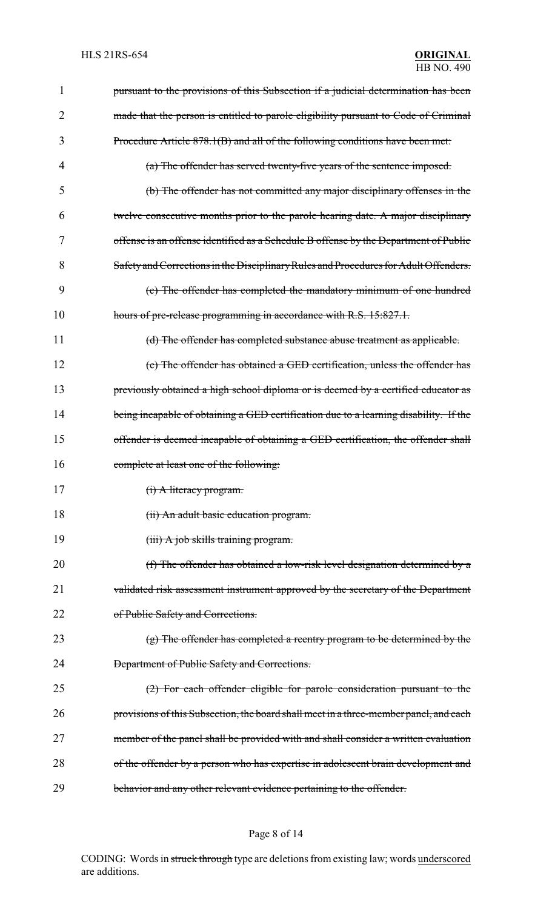~~pursuant to the provisions of this Subsection if a judicial determination has been made that the person is entitled to parole eligibility pursuant to Code of Criminal Procedure Article 878.1(B) and all of the following conditions have been met:~~

~~(a) The offender has served twenty-five years of the sentence imposed.~~

~~(b) The offender has not committed any major disciplinary offenses in the twelve consecutive months prior to the parole hearing date. A major disciplinary offense is an offense identified as a Schedule B offense by the Department of Public Safety and Corrections in the Disciplinary Rules and Procedures for Adult Offenders.~~

~~(c) The offender has completed the mandatory minimum of one hundred hours of pre-release programming in accordance with R.S. 15:827.1.~~

~~(d) The offender has completed substance abuse treatment as applicable.~~

~~(e) The offender has obtained a GED certification, unless the offender has previously obtained a high school diploma or is deemed by a certified educator as being incapable of obtaining a GED certification due to a learning disability. If the offender is deemed incapable of obtaining a GED certification, the offender shall complete at least one of the following:~~

~~(i) A literacy program.~~

~~(ii) An adult basic education program.~~

~~(iii) A job skills training program.~~

~~(f) The offender has obtained a low-risk level designation determined by a validated risk assessment instrument approved by the secretary of the Department of Public Safety and Corrections.~~

~~(g) The offender has completed a reentry program to be determined by the Department of Public Safety and Corrections.~~

~~(2) For each offender eligible for parole consideration pursuant to the provisions of this Subsection, the board shall meet in a three-member panel, and each member of the panel shall be provided with and shall consider a written evaluation of the offender by a person who has expertise in adolescent brain development and behavior and any other relevant evidence pertaining to the offender.~~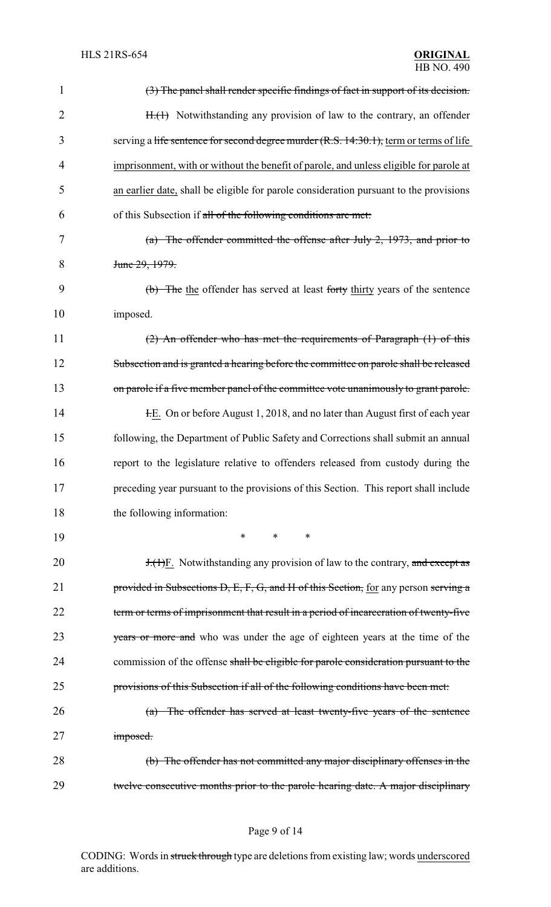~~(3) The panel shall render specific findings of fact in support of its decision.~~

~~H.(1)~~ Notwithstanding any provision of law to the contrary, an offender serving a ~~life sentence for second degree murder (R.S. 14:30.1),~~ term or terms of life imprisonment, with or without the benefit of parole, and unless eligible for parole at an earlier date, shall be eligible for parole consideration pursuant to the provisions of this Subsection if ~~all of the following conditions are met:~~

~~(a) The offender committed the offense after July 2, 1973, and prior to June 29, 1979.~~

~~(b) The~~ the offender has served at least ~~forty~~ thirty years of the sentence imposed.

~~(2) An offender who has met the requirements of Paragraph (1) of this Subsection and is granted a hearing before the committee on parole shall be released on parole if a five member panel of the committee vote unanimously to grant parole.~~

~~I.~~E. On or before August 1, 2018, and no later than August first of each year following, the Department of Public Safety and Corrections shall submit an annual report to the legislature relative to offenders released from custody during the preceding year pursuant to the provisions of this Section. This report shall include the following information:

\* \* \*

~~J.(1)~~F. Notwithstanding any provision of law to the contrary, ~~and except as provided in Subsections D, E, F, G, and H of this Section,~~ for any person ~~serving a term or terms of imprisonment that result in a period of incarceration of twenty-five years or more and~~ who was under the age of eighteen years at the time of the commission of the offense ~~shall be eligible for parole consideration pursuant to the provisions of this Subsection if all of the following conditions have been met:~~

~~(a) The offender has served at least twenty-five years of the sentence imposed.~~

~~(b) The offender has not committed any major disciplinary offenses in the twelve consecutive months prior to the parole hearing date. A major disciplinary~~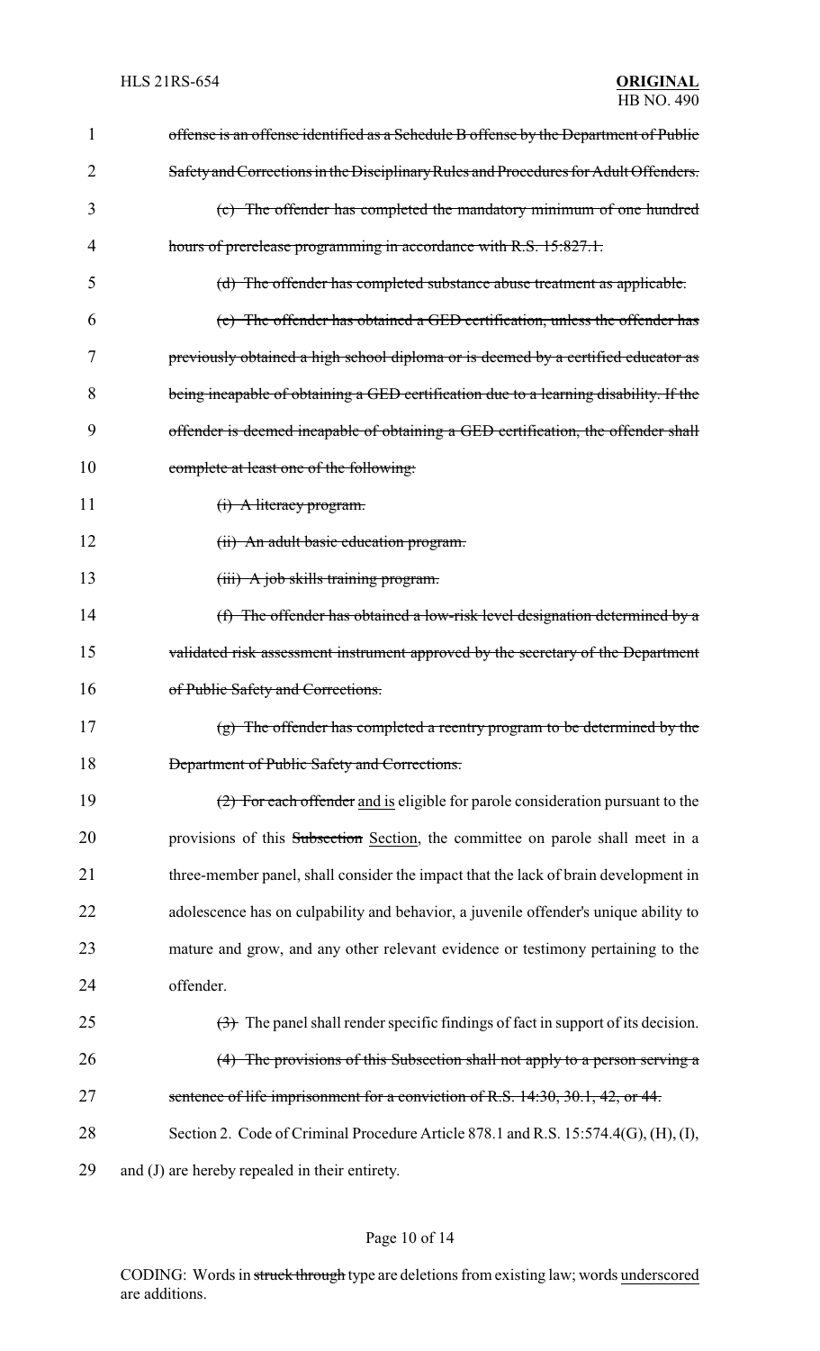~~offense is an offense identified as a Schedule B offense by the Department of Public Safety and Corrections in the Disciplinary Rules and Procedures for Adult Offenders.~~

~~(c) The offender has completed the mandatory minimum of one hundred hours of prerelease programming in accordance with R.S. 15:827.1.~~

~~(d) The offender has completed substance abuse treatment as applicable.~~

~~(e) The offender has obtained a GED certification, unless the offender has previously obtained a high school diploma or is deemed by a certified educator as being incapable of obtaining a GED certification due to a learning disability. If the offender is deemed incapable of obtaining a GED certification, the offender shall complete at least one of the following:~~

~~(i) A literacy program.~~

~~(ii) An adult basic education program.~~

~~(iii) A job skills training program.~~

~~(f) The offender has obtained a low-risk level designation determined by a validated risk assessment instrument approved by the secretary of the Department of Public Safety and Corrections.~~

~~(g) The offender has completed a reentry program to be determined by the Department of Public Safety and Corrections.~~

~~(2) For each offender~~ <u>and is</u> eligible for parole consideration pursuant to the provisions of this ~~Subsection~~ <u>Section</u>, the committee on parole shall meet in a three-member panel, shall consider the impact that the lack of brain development in adolescence has on culpability and behavior, a juvenile offender's unique ability to mature and grow, and any other relevant evidence or testimony pertaining to the offender.

~~(3)~~ The panel shall render specific findings of fact in support of its decision.

~~(4) The provisions of this Subsection shall not apply to a person serving a sentence of life imprisonment for a conviction of R.S. 14:30, 30.1, 42, or 44.~~

Section 2. Code of Criminal Procedure Article 878.1 and R.S. 15:574.4(G), (H), (I), and (J) are hereby repealed in their entirety.

CODING: Words in ~~struck through~~ type are deletions from existing law; words <u>underscored</u> are additions.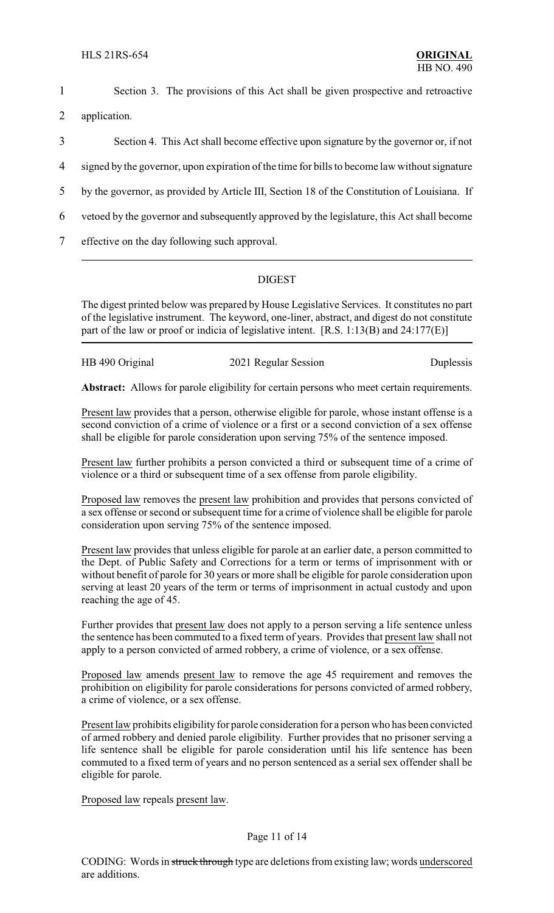Section 3. The provisions of this Act shall be given prospective and retroactive application.

Section 4. This Act shall become effective upon signature by the governor or, if not signed by the governor, upon expiration of the time for bills to become law without signature by the governor, as provided by Article III, Section 18 of the Constitution of Louisiana. If vetoed by the governor and subsequently approved by the legislature, this Act shall become effective on the day following such approval.

## DIGEST

The digest printed below was prepared by House Legislative Services. It constitutes no part of the legislative instrument. The keyword, one-liner, abstract, and digest do not constitute part of the law or proof or indicia of legislative intent. [R.S. 1:13(B) and 24:177(E)]

HB 490 Original — 2021 Regular Session — Duplessis

**Abstract:** Allows for parole eligibility for certain persons who meet certain requirements.

Present law provides that a person, otherwise eligible for parole, whose instant offense is a second conviction of a crime of violence or a first or a second conviction of a sex offense shall be eligible for parole consideration upon serving 75% of the sentence imposed.

Present law further prohibits a person convicted a third or subsequent time of a crime of violence or a third or subsequent time of a sex offense from parole eligibility.

Proposed law removes the present law prohibition and provides that persons convicted of a sex offense or second or subsequent time for a crime of violence shall be eligible for parole consideration upon serving 75% of the sentence imposed.

Present law provides that unless eligible for parole at an earlier date, a person committed to the Dept. of Public Safety and Corrections for a term or terms of imprisonment with or without benefit of parole for 30 years or more shall be eligible for parole consideration upon serving at least 20 years of the term or terms of imprisonment in actual custody and upon reaching the age of 45.

Further provides that present law does not apply to a person serving a life sentence unless the sentence has been commuted to a fixed term of years. Provides that present law shall not apply to a person convicted of armed robbery, a crime of violence, or a sex offense.

Proposed law amends present law to remove the age 45 requirement and removes the prohibition on eligibility for parole considerations for persons convicted of armed robbery, a crime of violence, or a sex offense.

Present law prohibits eligibility for parole consideration for a person who has been convicted of armed robbery and denied parole eligibility. Further provides that no prisoner serving a life sentence shall be eligible for parole consideration until his life sentence has been commuted to a fixed term of years and no person sentenced as a serial sex offender shall be eligible for parole.

Proposed law repeals present law.

CODING: Words in ~~struck through~~ type are deletions from existing law; words underscored are additions.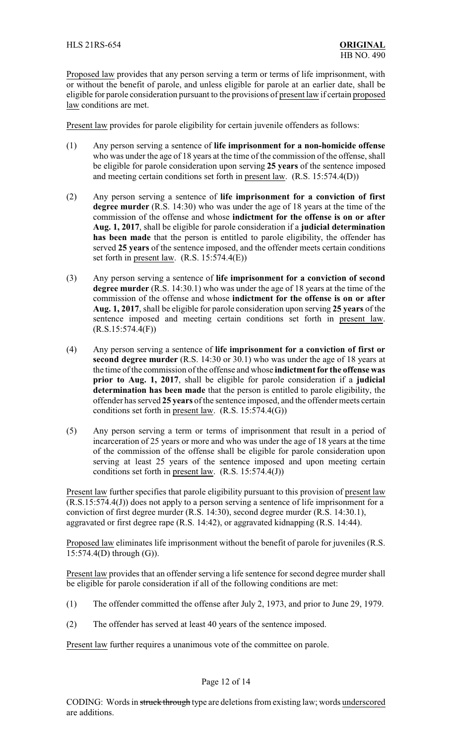Proposed law provides that any person serving a term or terms of life imprisonment, with or without the benefit of parole, and unless eligible for parole at an earlier date, shall be eligible for parole consideration pursuant to the provisions of present law if certain proposed law conditions are met.

Present law provides for parole eligibility for certain juvenile offenders as follows:

(1) Any person serving a sentence of **life imprisonment for a non-homicide offense** who was under the age of 18 years at the time of the commission of the offense, shall be eligible for parole consideration upon serving **25 years** of the sentence imposed and meeting certain conditions set forth in present law. (R.S. 15:574.4(D))

(2) Any person serving a sentence of **life imprisonment for a conviction of first degree murder** (R.S. 14:30) who was under the age of 18 years at the time of the commission of the offense and whose **indictment for the offense is on or after Aug. 1, 2017**, shall be eligible for parole consideration if a **judicial determination has been made** that the person is entitled to parole eligibility, the offender has served **25 years** of the sentence imposed, and the offender meets certain conditions set forth in present law. (R.S. 15:574.4(E))

(3) Any person serving a sentence of **life imprisonment for a conviction of second degree murder** (R.S. 14:30.1) who was under the age of 18 years at the time of the commission of the offense and whose **indictment for the offense is on or after Aug. 1, 2017**, shall be eligible for parole consideration upon serving **25 years** of the sentence imposed and meeting certain conditions set forth in present law. (R.S.15:574.4(F))

(4) Any person serving a sentence of **life imprisonment for a conviction of first or second degree murder** (R.S. 14:30 or 30.1) who was under the age of 18 years at the time of the commission of the offense and whose **indictment for the offense was prior to Aug. 1, 2017**, shall be eligible for parole consideration if a **judicial determination has been made** that the person is entitled to parole eligibility, the offender has served **25 years** of the sentence imposed, and the offender meets certain conditions set forth in present law. (R.S. 15:574.4(G))

(5) Any person serving a term or terms of imprisonment that result in a period of incarceration of 25 years or more and who was under the age of 18 years at the time of the commission of the offense shall be eligible for parole consideration upon serving at least 25 years of the sentence imposed and upon meeting certain conditions set forth in present law. (R.S. 15:574.4(J))

Present law further specifies that parole eligibility pursuant to this provision of present law (R.S.15:574.4(J)) does not apply to a person serving a sentence of life imprisonment for a conviction of first degree murder (R.S. 14:30), second degree murder (R.S. 14:30.1), aggravated or first degree rape (R.S. 14:42), or aggravated kidnapping (R.S. 14:44).

Proposed law eliminates life imprisonment without the benefit of parole for juveniles (R.S. 15:574.4(D) through (G)).

Present law provides that an offender serving a life sentence for second degree murder shall be eligible for parole consideration if all of the following conditions are met:

(1) The offender committed the offense after July 2, 1973, and prior to June 29, 1979.

(2) The offender has served at least 40 years of the sentence imposed.

Present law further requires a unanimous vote of the committee on parole.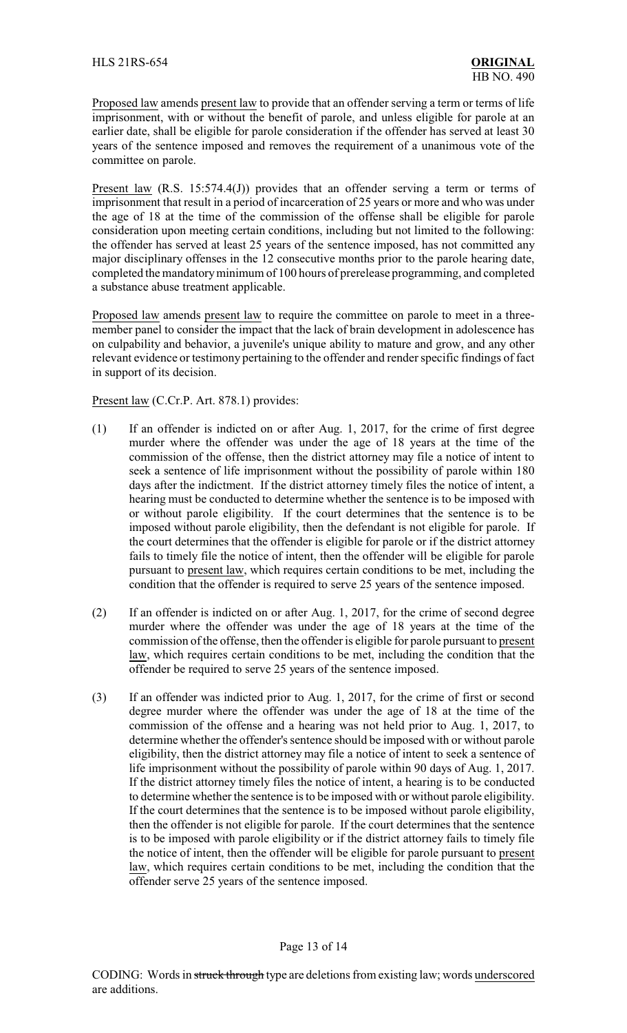Proposed law amends present law to provide that an offender serving a term or terms of life imprisonment, with or without the benefit of parole, and unless eligible for parole at an earlier date, shall be eligible for parole consideration if the offender has served at least 30 years of the sentence imposed and removes the requirement of a unanimous vote of the committee on parole.

Present law (R.S. 15:574.4(J)) provides that an offender serving a term or terms of imprisonment that result in a period of incarceration of 25 years or more and who was under the age of 18 at the time of the commission of the offense shall be eligible for parole consideration upon meeting certain conditions, including but not limited to the following: the offender has served at least 25 years of the sentence imposed, has not committed any major disciplinary offenses in the 12 consecutive months prior to the parole hearing date, completed the mandatory minimum of 100 hours of prerelease programming, and completed a substance abuse treatment applicable.

Proposed law amends present law to require the committee on parole to meet in a three-member panel to consider the impact that the lack of brain development in adolescence has on culpability and behavior, a juvenile's unique ability to mature and grow, and any other relevant evidence or testimony pertaining to the offender and render specific findings of fact in support of its decision.

Present law (C.Cr.P. Art. 878.1) provides:

(1) If an offender is indicted on or after Aug. 1, 2017, for the crime of first degree murder where the offender was under the age of 18 years at the time of the commission of the offense, then the district attorney may file a notice of intent to seek a sentence of life imprisonment without the possibility of parole within 180 days after the indictment. If the district attorney timely files the notice of intent, a hearing must be conducted to determine whether the sentence is to be imposed with or without parole eligibility. If the court determines that the sentence is to be imposed without parole eligibility, then the defendant is not eligible for parole. If the court determines that the offender is eligible for parole or if the district attorney fails to timely file the notice of intent, then the offender will be eligible for parole pursuant to present law, which requires certain conditions to be met, including the condition that the offender is required to serve 25 years of the sentence imposed.

(2) If an offender is indicted on or after Aug. 1, 2017, for the crime of second degree murder where the offender was under the age of 18 years at the time of the commission of the offense, then the offender is eligible for parole pursuant to present law, which requires certain conditions to be met, including the condition that the offender be required to serve 25 years of the sentence imposed.

(3) If an offender was indicted prior to Aug. 1, 2017, for the crime of first or second degree murder where the offender was under the age of 18 at the time of the commission of the offense and a hearing was not held prior to Aug. 1, 2017, to determine whether the offender's sentence should be imposed with or without parole eligibility, then the district attorney may file a notice of intent to seek a sentence of life imprisonment without the possibility of parole within 90 days of Aug. 1, 2017. If the district attorney timely files the notice of intent, a hearing is to be conducted to determine whether the sentence is to be imposed with or without parole eligibility. If the court determines that the sentence is to be imposed without parole eligibility, then the offender is not eligible for parole. If the court determines that the sentence is to be imposed with parole eligibility or if the district attorney fails to timely file the notice of intent, then the offender will be eligible for parole pursuant to present law, which requires certain conditions to be met, including the condition that the offender serve 25 years of the sentence imposed.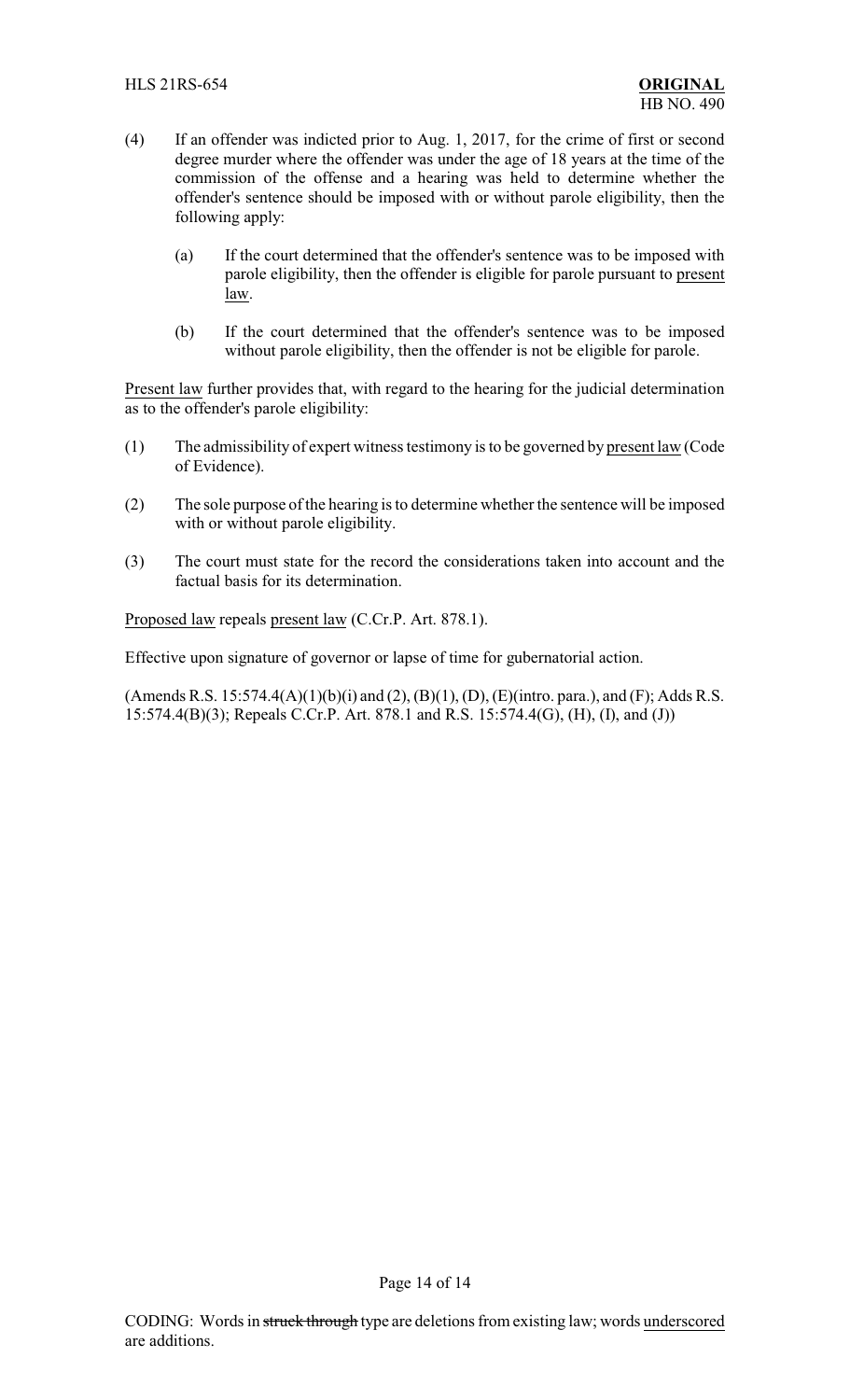(4) If an offender was indicted prior to Aug. 1, 2017, for the crime of first or second degree murder where the offender was under the age of 18 years at the time of the commission of the offense and a hearing was held to determine whether the offender's sentence should be imposed with or without parole eligibility, then the following apply:

   (a) If the court determined that the offender's sentence was to be imposed with parole eligibility, then the offender is eligible for parole pursuant to present law.

   (b) If the court determined that the offender's sentence was to be imposed without parole eligibility, then the offender is not be eligible for parole.

Present law further provides that, with regard to the hearing for the judicial determination as to the offender's parole eligibility:

(1) The admissibility of expert witness testimony is to be governed by present law (Code of Evidence).

(2) The sole purpose of the hearing is to determine whether the sentence will be imposed with or without parole eligibility.

(3) The court must state for the record the considerations taken into account and the factual basis for its determination.

Proposed law repeals present law (C.Cr.P. Art. 878.1).

Effective upon signature of governor or lapse of time for gubernatorial action.

(Amends R.S. 15:574.4(A)(1)(b)(i) and (2), (B)(1), (D), (E)(intro. para.), and (F); Adds R.S. 15:574.4(B)(3); Repeals C.Cr.P. Art. 878.1 and R.S. 15:574.4(G), (H), (I), and (J))

CODING: Words in ~~struck through~~ type are deletions from existing law; words underscored are additions.